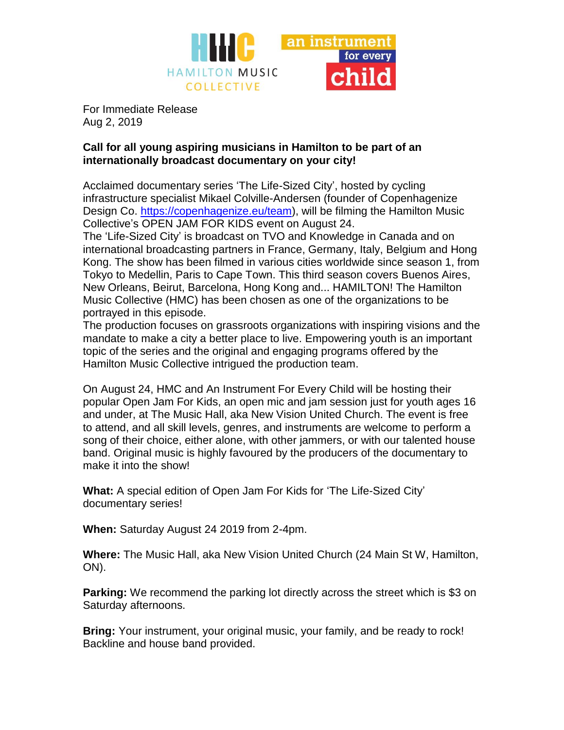HAMILTON MUSIC COLLECTIVE

an instrument for every child

For Immediate Release
Aug 2, 2019

**Call for all young aspiring musicians in Hamilton to be part of an internationally broadcast documentary on your city!**

Acclaimed documentary series 'The Life-Sized City', hosted by cycling infrastructure specialist Mikael Colville-Andersen (founder of Copenhagenize Design Co. https://copenhagenize.eu/team), will be filming the Hamilton Music Collective's OPEN JAM FOR KIDS event on August 24.
The 'Life-Sized City' is broadcast on TVO and Knowledge in Canada and on international broadcasting partners in France, Germany, Italy, Belgium and Hong Kong. The show has been filmed in various cities worldwide since season 1, from Tokyo to Medellin, Paris to Cape Town. This third season covers Buenos Aires, New Orleans, Beirut, Barcelona, Hong Kong and... HAMILTON! The Hamilton Music Collective (HMC) has been chosen as one of the organizations to be portrayed in this episode.
The production focuses on grassroots organizations with inspiring visions and the mandate to make a city a better place to live. Empowering youth is an important topic of the series and the original and engaging programs offered by the Hamilton Music Collective intrigued the production team.

On August 24, HMC and An Instrument For Every Child will be hosting their popular Open Jam For Kids, an open mic and jam session just for youth ages 16 and under, at The Music Hall, aka New Vision United Church. The event is free to attend, and all skill levels, genres, and instruments are welcome to perform a song of their choice, either alone, with other jammers, or with our talented house band. Original music is highly favoured by the producers of the documentary to make it into the show!

**What:** A special edition of Open Jam For Kids for 'The Life-Sized City' documentary series!

**When:** Saturday August 24 2019 from 2-4pm.

**Where:** The Music Hall, aka New Vision United Church (24 Main St W, Hamilton, ON).

**Parking:** We recommend the parking lot directly across the street which is $3 on Saturday afternoons.

**Bring:** Your instrument, your original music, your family, and be ready to rock! Backline and house band provided.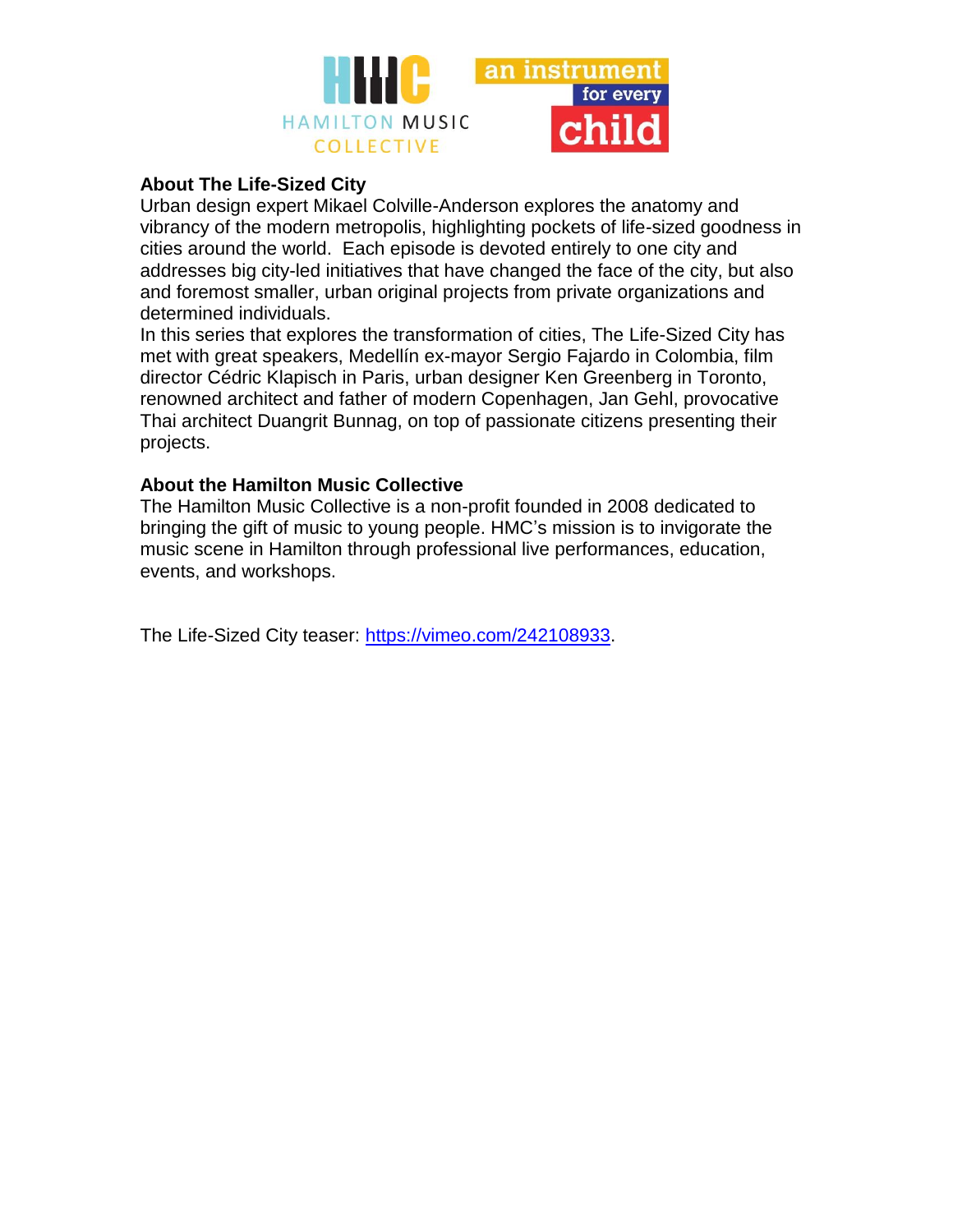**About The Life-Sized City**

Urban design expert Mikael Colville-Anderson explores the anatomy and vibrancy of the modern metropolis, highlighting pockets of life-sized goodness in cities around the world. Each episode is devoted entirely to one city and addresses big city-led initiatives that have changed the face of the city, but also and foremost smaller, urban original projects from private organizations and determined individuals.

In this series that explores the transformation of cities, The Life-Sized City has met with great speakers, Medellín ex-mayor Sergio Fajardo in Colombia, film director Cédric Klapisch in Paris, urban designer Ken Greenberg in Toronto, renowned architect and father of modern Copenhagen, Jan Gehl, provocative Thai architect Duangrit Bunnag, on top of passionate citizens presenting their projects.

**About the Hamilton Music Collective**

The Hamilton Music Collective is a non-profit founded in 2008 dedicated to bringing the gift of music to young people. HMC's mission is to invigorate the music scene in Hamilton through professional live performances, education, events, and workshops.

The Life-Sized City teaser: https://vimeo.com/242108933.